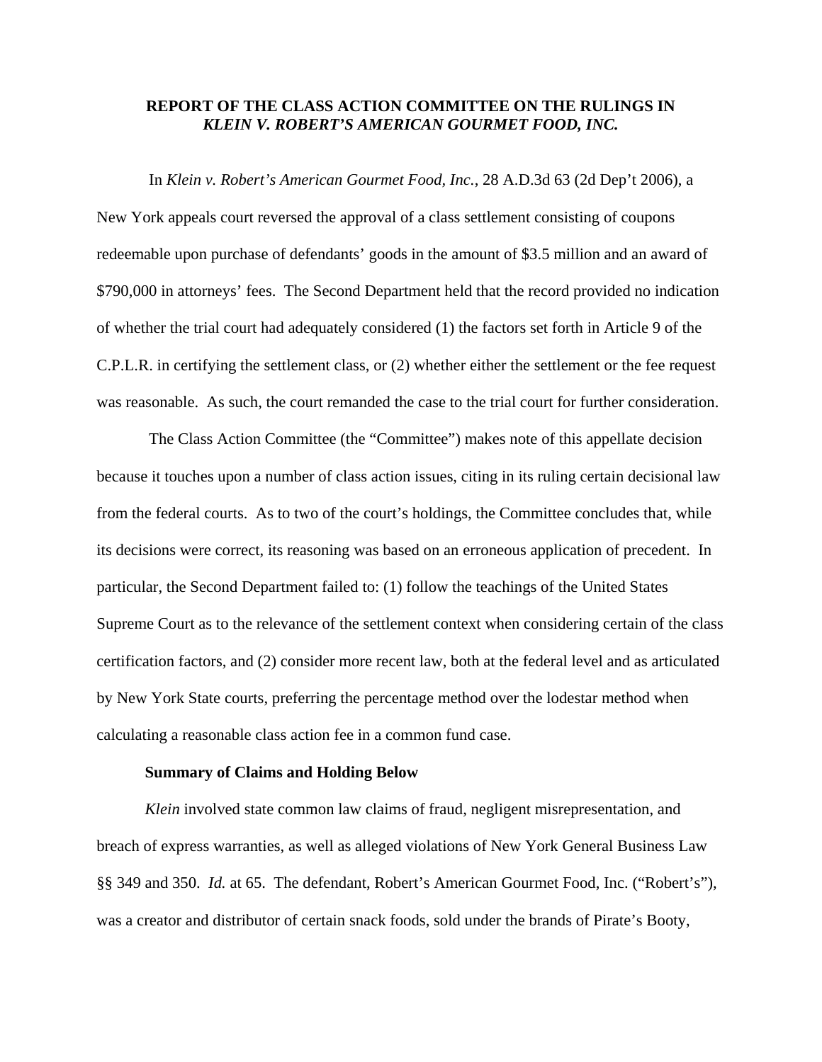# REPORT OF THE CLASS ACTION COMMITTEE ON THE RULINGS IN *KLEIN V. ROBERT'S AMERICAN GOURMET FOOD, INC.*

In *Klein v. Robert's American Gourmet Food, Inc.*, 28 A.D.3d 63 (2d Dep't 2006), a New York appeals court reversed the approval of a class settlement consisting of coupons redeemable upon purchase of defendants' goods in the amount of $3.5 million and an award of $790,000 in attorneys' fees. The Second Department held that the record provided no indication of whether the trial court had adequately considered (1) the factors set forth in Article 9 of the C.P.L.R. in certifying the settlement class, or (2) whether either the settlement or the fee request was reasonable. As such, the court remanded the case to the trial court for further consideration.

The Class Action Committee (the "Committee") makes note of this appellate decision because it touches upon a number of class action issues, citing in its ruling certain decisional law from the federal courts. As to two of the court's holdings, the Committee concludes that, while its decisions were correct, its reasoning was based on an erroneous application of precedent. In particular, the Second Department failed to: (1) follow the teachings of the United States Supreme Court as to the relevance of the settlement context when considering certain of the class certification factors, and (2) consider more recent law, both at the federal level and as articulated by New York State courts, preferring the percentage method over the lodestar method when calculating a reasonable class action fee in a common fund case.

**Summary of Claims and Holding Below**

*Klein* involved state common law claims of fraud, negligent misrepresentation, and breach of express warranties, as well as alleged violations of New York General Business Law §§ 349 and 350. *Id.* at 65. The defendant, Robert's American Gourmet Food, Inc. ("Robert's"), was a creator and distributor of certain snack foods, sold under the brands of Pirate's Booty,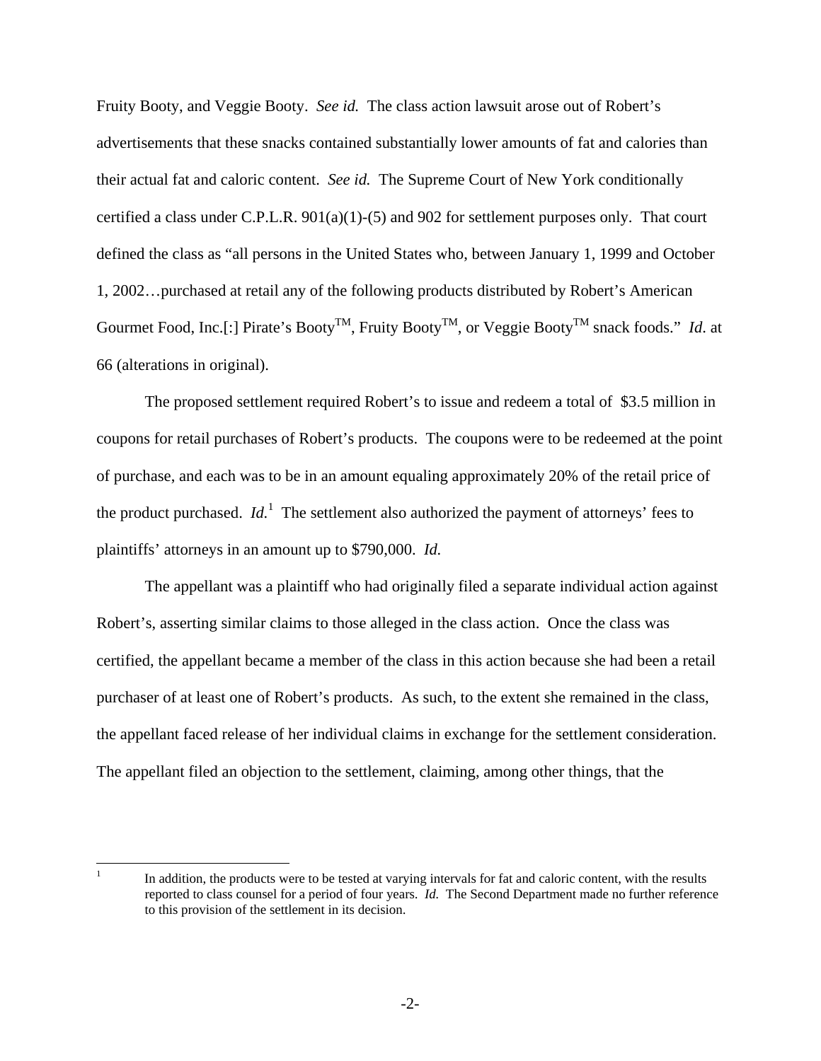Fruity Booty, and Veggie Booty. *See id.* The class action lawsuit arose out of Robert's advertisements that these snacks contained substantially lower amounts of fat and calories than their actual fat and caloric content. *See id.* The Supreme Court of New York conditionally certified a class under C.P.L.R. 901(a)(1)-(5) and 902 for settlement purposes only. That court defined the class as "all persons in the United States who, between January 1, 1999 and October 1, 2002…purchased at retail any of the following products distributed by Robert's American Gourmet Food, Inc.[:] Pirate's Booty™, Fruity Booty™, or Veggie Booty™ snack foods." *Id.* at 66 (alterations in original).

The proposed settlement required Robert's to issue and redeem a total of $3.5 million in coupons for retail purchases of Robert's products. The coupons were to be redeemed at the point of purchase, and each was to be in an amount equaling approximately 20% of the retail price of the product purchased. *Id.*[1] The settlement also authorized the payment of attorneys' fees to plaintiffs' attorneys in an amount up to $790,000. *Id.*

The appellant was a plaintiff who had originally filed a separate individual action against Robert's, asserting similar claims to those alleged in the class action. Once the class was certified, the appellant became a member of the class in this action because she had been a retail purchaser of at least one of Robert's products. As such, to the extent she remained in the class, the appellant faced release of her individual claims in exchange for the settlement consideration. The appellant filed an objection to the settlement, claiming, among other things, that the

---

[1] In addition, the products were to be tested at varying intervals for fat and caloric content, with the results reported to class counsel for a period of four years. *Id.* The Second Department made no further reference to this provision of the settlement in its decision.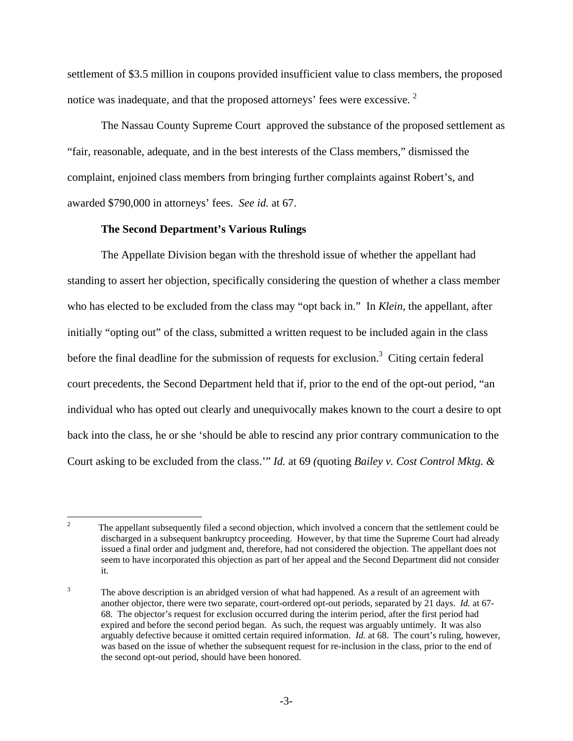settlement of $3.5 million in coupons provided insufficient value to class members, the proposed notice was inadequate, and that the proposed attorneys' fees were excessive. [2]

The Nassau County Supreme Court approved the substance of the proposed settlement as "fair, reasonable, adequate, and in the best interests of the Class members," dismissed the complaint, enjoined class members from bringing further complaints against Robert's, and awarded $790,000 in attorneys' fees. *See id.* at 67.

**The Second Department's Various Rulings**

The Appellate Division began with the threshold issue of whether the appellant had standing to assert her objection, specifically considering the question of whether a class member who has elected to be excluded from the class may "opt back in." In *Klein*, the appellant, after initially "opting out" of the class, submitted a written request to be included again in the class before the final deadline for the submission of requests for exclusion.[3] Citing certain federal court precedents, the Second Department held that if, prior to the end of the opt-out period, "an individual who has opted out clearly and unequivocally makes known to the court a desire to opt back into the class, he or she 'should be able to rescind any prior contrary communication to the Court asking to be excluded from the class.'" *Id.* at 69 (quoting *Bailey v. Cost Control Mktg. &*

---

[2] The appellant subsequently filed a second objection, which involved a concern that the settlement could be discharged in a subsequent bankruptcy proceeding. However, by that time the Supreme Court had already issued a final order and judgment and, therefore, had not considered the objection. The appellant does not seem to have incorporated this objection as part of her appeal and the Second Department did not consider it.

[3] The above description is an abridged version of what had happened. As a result of an agreement with another objector, there were two separate, court-ordered opt-out periods, separated by 21 days. *Id.* at 67-68. The objector's request for exclusion occurred during the interim period, after the first period had expired and before the second period began. As such, the request was arguably untimely. It was also arguably defective because it omitted certain required information. *Id.* at 68. The court's ruling, however, was based on the issue of whether the subsequent request for re-inclusion in the class, prior to the end of the second opt-out period, should have been honored.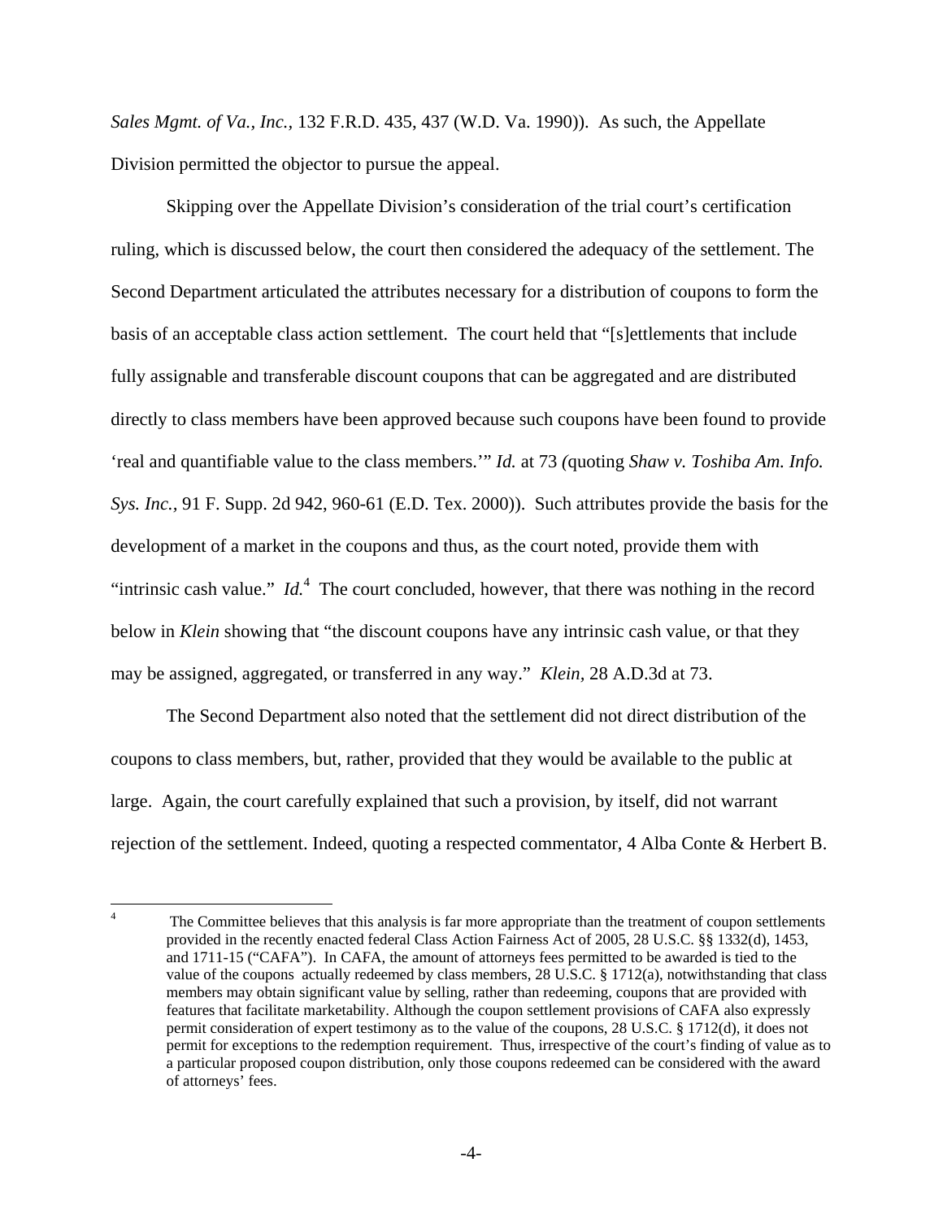*Sales Mgmt. of Va., Inc.*, 132 F.R.D. 435, 437 (W.D. Va. 1990)). As such, the Appellate Division permitted the objector to pursue the appeal.

Skipping over the Appellate Division's consideration of the trial court's certification ruling, which is discussed below, the court then considered the adequacy of the settlement. The Second Department articulated the attributes necessary for a distribution of coupons to form the basis of an acceptable class action settlement. The court held that "[s]ettlements that include fully assignable and transferable discount coupons that can be aggregated and are distributed directly to class members have been approved because such coupons have been found to provide 'real and quantifiable value to the class members.'" *Id.* at 73 (quoting *Shaw v. Toshiba Am. Info. Sys. Inc.*, 91 F. Supp. 2d 942, 960-61 (E.D. Tex. 2000)). Such attributes provide the basis for the development of a market in the coupons and thus, as the court noted, provide them with "intrinsic cash value." *Id.*[4] The court concluded, however, that there was nothing in the record below in *Klein* showing that "the discount coupons have any intrinsic cash value, or that they may be assigned, aggregated, or transferred in any way." *Klein*, 28 A.D.3d at 73.

The Second Department also noted that the settlement did not direct distribution of the coupons to class members, but, rather, provided that they would be available to the public at large. Again, the court carefully explained that such a provision, by itself, did not warrant rejection of the settlement. Indeed, quoting a respected commentator, 4 Alba Conte & Herbert B.

---

[4] The Committee believes that this analysis is far more appropriate than the treatment of coupon settlements provided in the recently enacted federal Class Action Fairness Act of 2005, 28 U.S.C. §§ 1332(d), 1453, and 1711-15 ("CAFA"). In CAFA, the amount of attorneys fees permitted to be awarded is tied to the value of the coupons actually redeemed by class members, 28 U.S.C. § 1712(a), notwithstanding that class members may obtain significant value by selling, rather than redeeming, coupons that are provided with features that facilitate marketability. Although the coupon settlement provisions of CAFA also expressly permit consideration of expert testimony as to the value of the coupons, 28 U.S.C. § 1712(d), it does not permit for exceptions to the redemption requirement. Thus, irrespective of the court's finding of value as to a particular proposed coupon distribution, only those coupons redeemed can be considered with the award of attorneys' fees.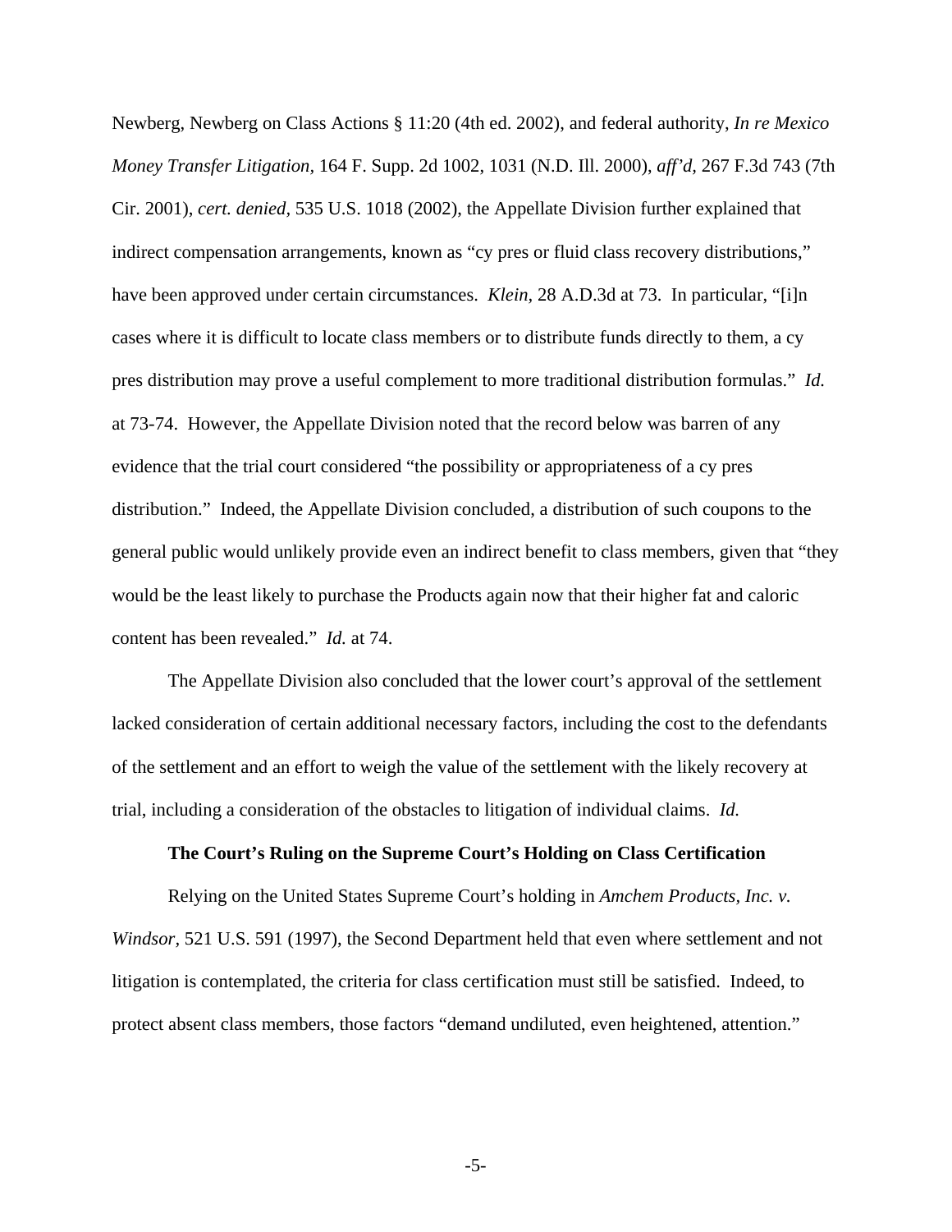Newberg, Newberg on Class Actions § 11:20 (4th ed. 2002), and federal authority, *In re Mexico Money Transfer Litigation*, 164 F. Supp. 2d 1002, 1031 (N.D. Ill. 2000), *aff'd*, 267 F.3d 743 (7th Cir. 2001), *cert. denied*, 535 U.S. 1018 (2002), the Appellate Division further explained that indirect compensation arrangements, known as "cy pres or fluid class recovery distributions," have been approved under certain circumstances. *Klein*, 28 A.D.3d at 73. In particular, "[i]n cases where it is difficult to locate class members or to distribute funds directly to them, a cy pres distribution may prove a useful complement to more traditional distribution formulas." *Id.* at 73-74. However, the Appellate Division noted that the record below was barren of any evidence that the trial court considered "the possibility or appropriateness of a cy pres distribution." Indeed, the Appellate Division concluded, a distribution of such coupons to the general public would unlikely provide even an indirect benefit to class members, given that "they would be the least likely to purchase the Products again now that their higher fat and caloric content has been revealed." *Id.* at 74.

The Appellate Division also concluded that the lower court's approval of the settlement lacked consideration of certain additional necessary factors, including the cost to the defendants of the settlement and an effort to weigh the value of the settlement with the likely recovery at trial, including a consideration of the obstacles to litigation of individual claims. *Id.*

**The Court's Ruling on the Supreme Court's Holding on Class Certification**

Relying on the United States Supreme Court's holding in *Amchem Products, Inc. v. Windsor*, 521 U.S. 591 (1997), the Second Department held that even where settlement and not litigation is contemplated, the criteria for class certification must still be satisfied. Indeed, to protect absent class members, those factors "demand undiluted, even heightened, attention."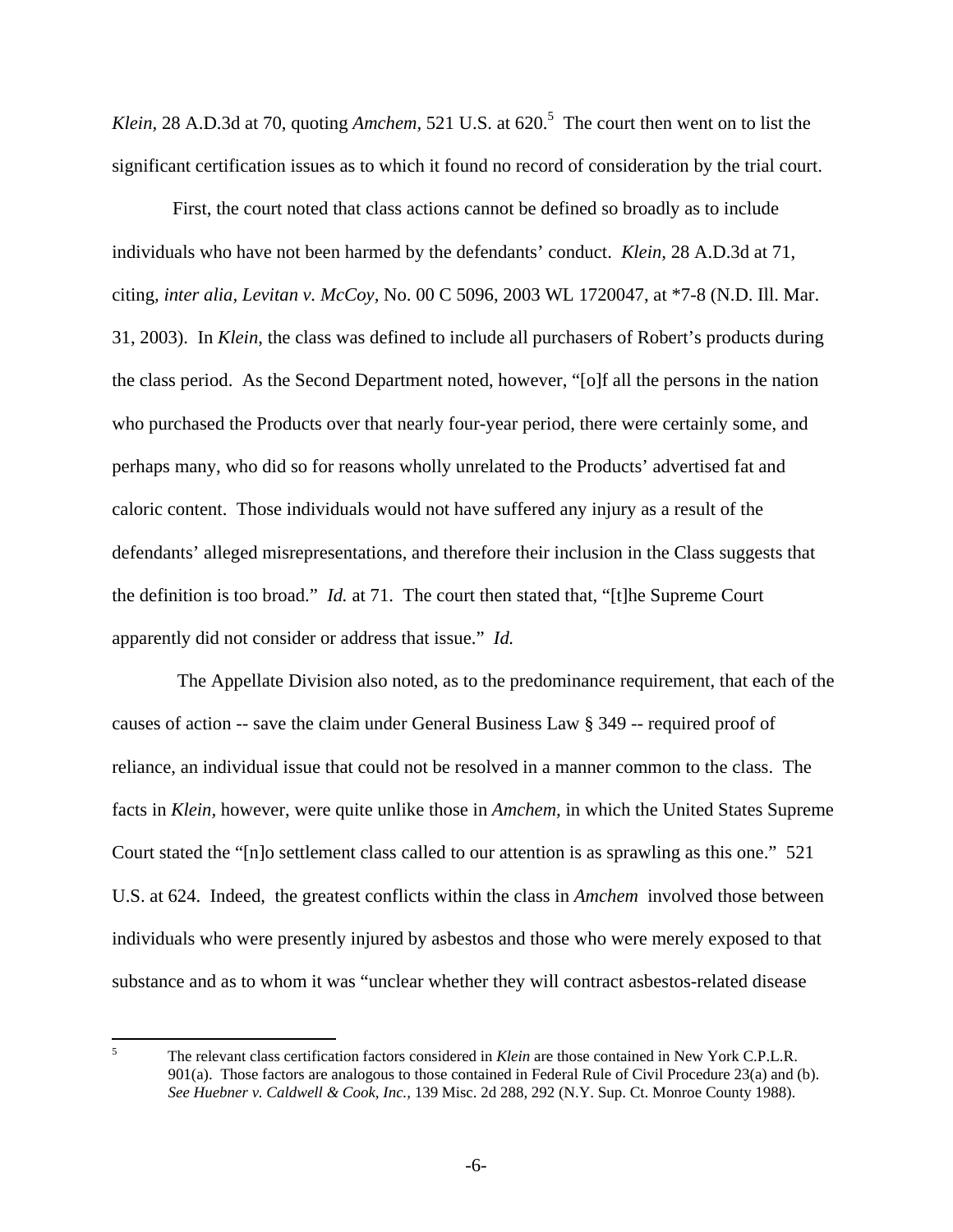*Klein*, 28 A.D.3d at 70, quoting *Amchem*, 521 U.S. at 620.[5] The court then went on to list the significant certification issues as to which it found no record of consideration by the trial court.

First, the court noted that class actions cannot be defined so broadly as to include individuals who have not been harmed by the defendants' conduct. *Klein*, 28 A.D.3d at 71, citing, *inter alia*, *Levitan v. McCoy*, No. 00 C 5096, 2003 WL 1720047, at *7-8 (N.D. Ill. Mar. 31, 2003). In *Klein*, the class was defined to include all purchasers of Robert's products during the class period. As the Second Department noted, however, "[o]f all the persons in the nation who purchased the Products over that nearly four-year period, there were certainly some, and perhaps many, who did so for reasons wholly unrelated to the Products' advertised fat and caloric content. Those individuals would not have suffered any injury as a result of the defendants' alleged misrepresentations, and therefore their inclusion in the Class suggests that the definition is too broad." *Id.* at 71. The court then stated that, "[t]he Supreme Court apparently did not consider or address that issue." *Id.*

The Appellate Division also noted, as to the predominance requirement, that each of the causes of action -- save the claim under General Business Law § 349 -- required proof of reliance, an individual issue that could not be resolved in a manner common to the class. The facts in *Klein*, however, were quite unlike those in *Amchem*, in which the United States Supreme Court stated the "[n]o settlement class called to our attention is as sprawling as this one." 521 U.S. at 624. Indeed, the greatest conflicts within the class in *Amchem* involved those between individuals who were presently injured by asbestos and those who were merely exposed to that substance and as to whom it was "unclear whether they will contract asbestos-related disease

---

[5] The relevant class certification factors considered in *Klein* are those contained in New York C.P.L.R. 901(a). Those factors are analogous to those contained in Federal Rule of Civil Procedure 23(a) and (b). *See Huebner v. Caldwell & Cook, Inc.,* 139 Misc. 2d 288, 292 (N.Y. Sup. Ct. Monroe County 1988).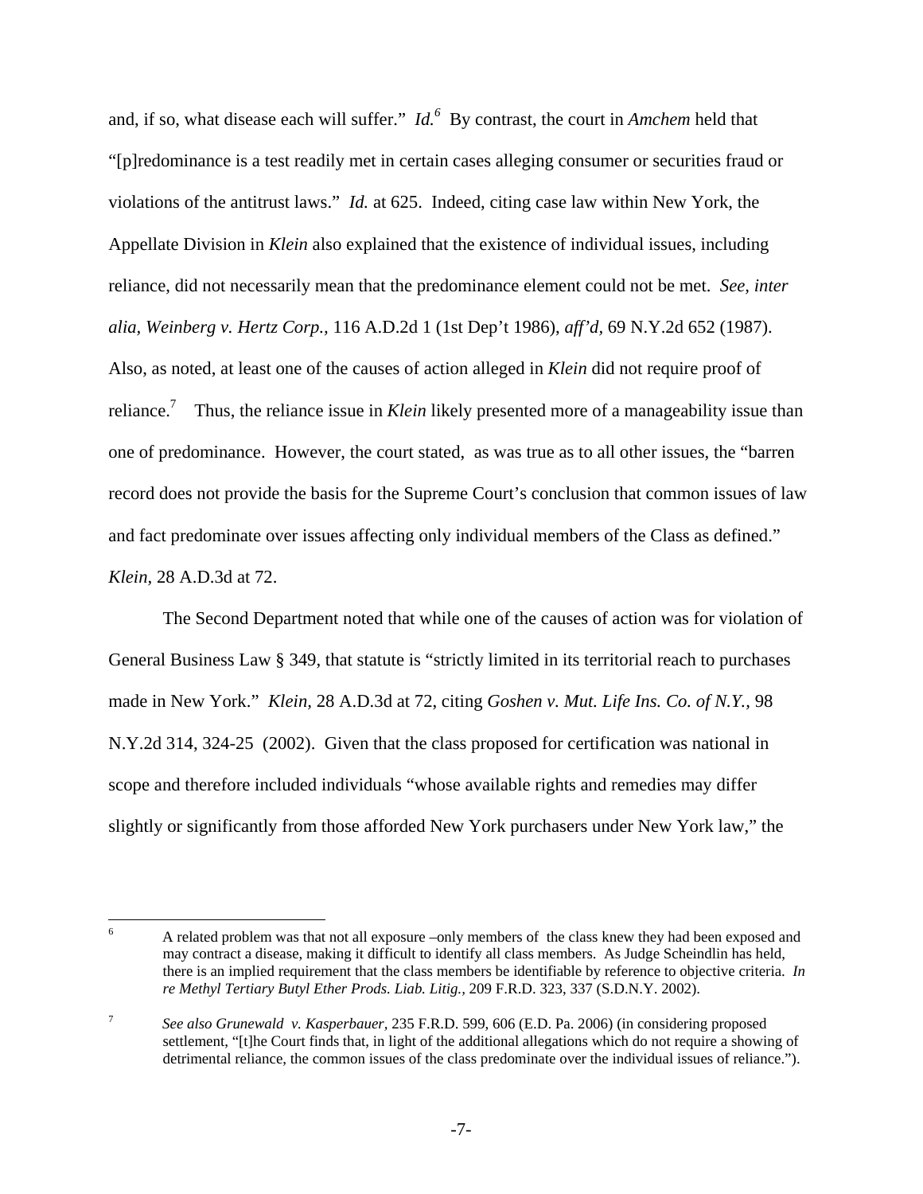and, if so, what disease each will suffer." *Id.*[6] By contrast, the court in *Amchem* held that "[p]redominance is a test readily met in certain cases alleging consumer or securities fraud or violations of the antitrust laws." *Id.* at 625. Indeed, citing case law within New York, the Appellate Division in *Klein* also explained that the existence of individual issues, including reliance, did not necessarily mean that the predominance element could not be met. *See*, *inter alia*, *Weinberg v. Hertz Corp.*, 116 A.D.2d 1 (1st Dep't 1986), *aff'd*, 69 N.Y.2d 652 (1987). Also, as noted, at least one of the causes of action alleged in *Klein* did not require proof of reliance.[7] Thus, the reliance issue in *Klein* likely presented more of a manageability issue than one of predominance. However, the court stated, as was true as to all other issues, the "barren record does not provide the basis for the Supreme Court's conclusion that common issues of law and fact predominate over issues affecting only individual members of the Class as defined." *Klein*, 28 A.D.3d at 72.

The Second Department noted that while one of the causes of action was for violation of General Business Law § 349, that statute is "strictly limited in its territorial reach to purchases made in New York." *Klein*, 28 A.D.3d at 72, citing *Goshen v. Mut. Life Ins. Co. of N.Y.,* 98 N.Y.2d 314, 324-25 (2002). Given that the class proposed for certification was national in scope and therefore included individuals "whose available rights and remedies may differ slightly or significantly from those afforded New York purchasers under New York law," the

---

[6] A related problem was that not all exposure –only members of the class knew they had been exposed and may contract a disease, making it difficult to identify all class members. As Judge Scheindlin has held, there is an implied requirement that the class members be identifiable by reference to objective criteria. *In re Methyl Tertiary Butyl Ether Prods. Liab. Litig.,* 209 F.R.D. 323, 337 (S.D.N.Y. 2002).

[7] *See also Grunewald v. Kasperbauer,* 235 F.R.D. 599, 606 (E.D. Pa. 2006) (in considering proposed settlement, "[t]he Court finds that, in light of the additional allegations which do not require a showing of detrimental reliance, the common issues of the class predominate over the individual issues of reliance.").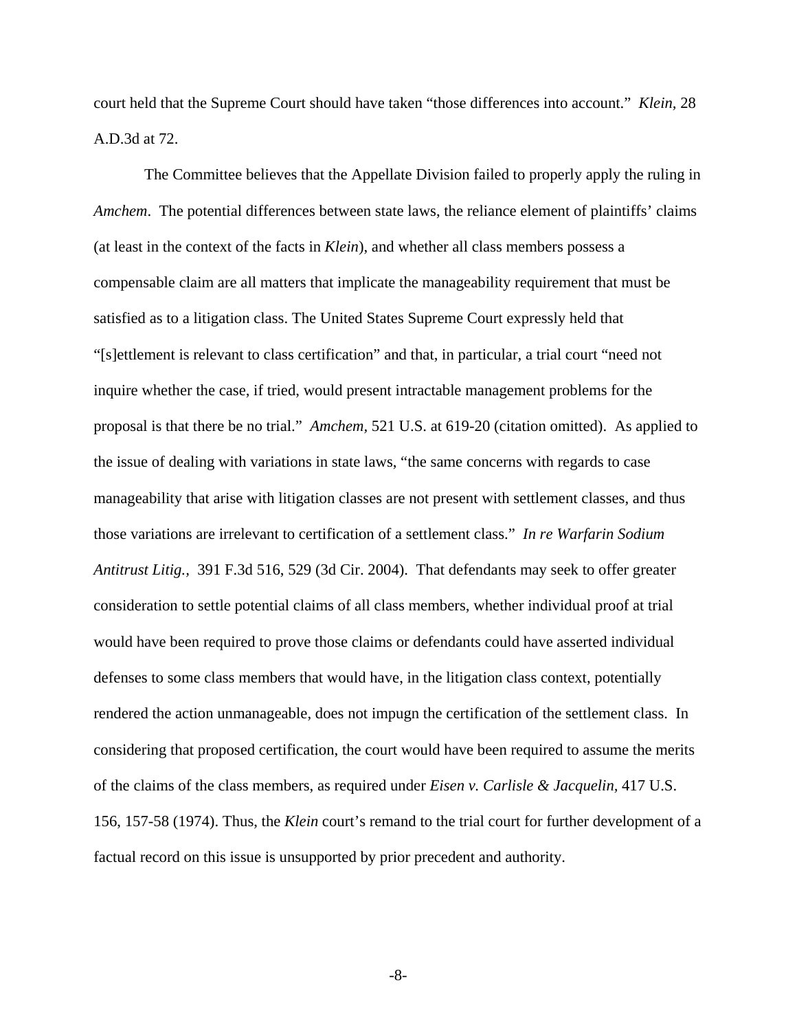court held that the Supreme Court should have taken "those differences into account." *Klein*, 28 A.D.3d at 72.

The Committee believes that the Appellate Division failed to properly apply the ruling in *Amchem*. The potential differences between state laws, the reliance element of plaintiffs' claims (at least in the context of the facts in *Klein*), and whether all class members possess a compensable claim are all matters that implicate the manageability requirement that must be satisfied as to a litigation class. The United States Supreme Court expressly held that "[s]ettlement is relevant to class certification" and that, in particular, a trial court "need not inquire whether the case, if tried, would present intractable management problems for the proposal is that there be no trial." *Amchem*, 521 U.S. at 619-20 (citation omitted). As applied to the issue of dealing with variations in state laws, "the same concerns with regards to case manageability that arise with litigation classes are not present with settlement classes, and thus those variations are irrelevant to certification of a settlement class." *In re Warfarin Sodium Antitrust Litig.*, 391 F.3d 516, 529 (3d Cir. 2004). That defendants may seek to offer greater consideration to settle potential claims of all class members, whether individual proof at trial would have been required to prove those claims or defendants could have asserted individual defenses to some class members that would have, in the litigation class context, potentially rendered the action unmanageable, does not impugn the certification of the settlement class. In considering that proposed certification, the court would have been required to assume the merits of the claims of the class members, as required under *Eisen v. Carlisle & Jacquelin*, 417 U.S. 156, 157-58 (1974). Thus, the *Klein* court's remand to the trial court for further development of a factual record on this issue is unsupported by prior precedent and authority.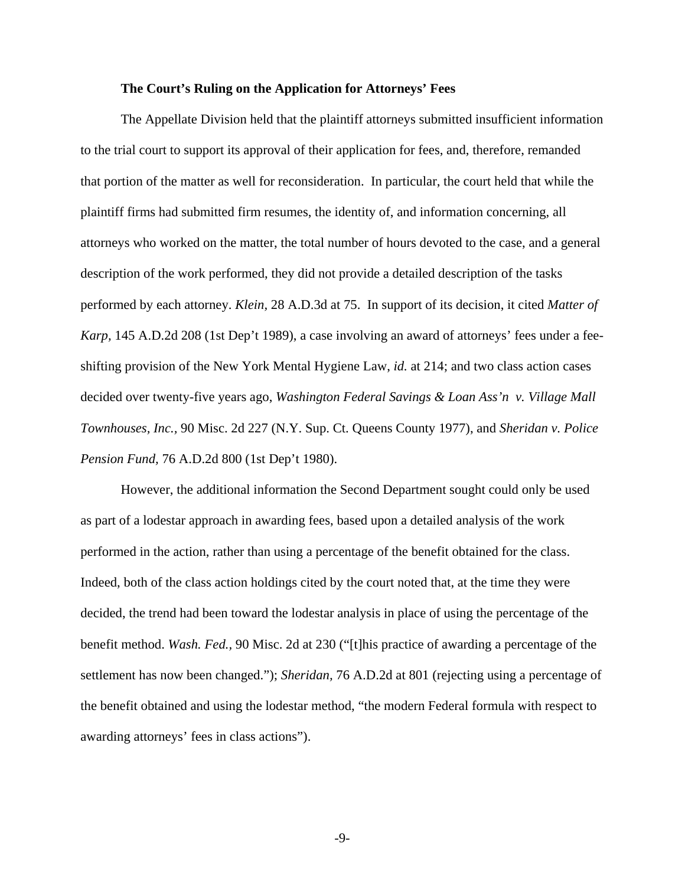**The Court's Ruling on the Application for Attorneys' Fees**

The Appellate Division held that the plaintiff attorneys submitted insufficient information to the trial court to support its approval of their application for fees, and, therefore, remanded that portion of the matter as well for reconsideration. In particular, the court held that while the plaintiff firms had submitted firm resumes, the identity of, and information concerning, all attorneys who worked on the matter, the total number of hours devoted to the case, and a general description of the work performed, they did not provide a detailed description of the tasks performed by each attorney. *Klein*, 28 A.D.3d at 75. In support of its decision, it cited *Matter of Karp*, 145 A.D.2d 208 (1st Dep't 1989), a case involving an award of attorneys' fees under a fee-shifting provision of the New York Mental Hygiene Law, *id.* at 214; and two class action cases decided over twenty-five years ago, *Washington Federal Savings & Loan Ass'n v. Village Mall Townhouses, Inc.*, 90 Misc. 2d 227 (N.Y. Sup. Ct. Queens County 1977), and *Sheridan v. Police Pension Fund*, 76 A.D.2d 800 (1st Dep't 1980).

However, the additional information the Second Department sought could only be used as part of a lodestar approach in awarding fees, based upon a detailed analysis of the work performed in the action, rather than using a percentage of the benefit obtained for the class. Indeed, both of the class action holdings cited by the court noted that, at the time they were decided, the trend had been toward the lodestar analysis in place of using the percentage of the benefit method. *Wash. Fed.*, 90 Misc. 2d at 230 ("[t]his practice of awarding a percentage of the settlement has now been changed."); *Sheridan*, 76 A.D.2d at 801 (rejecting using a percentage of the benefit obtained and using the lodestar method, "the modern Federal formula with respect to awarding attorneys' fees in class actions").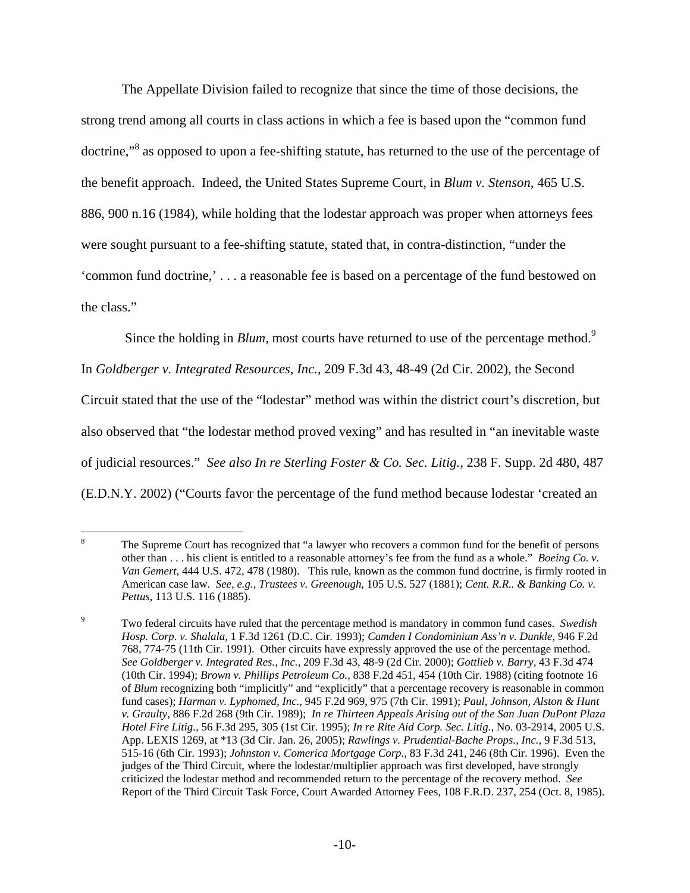The Appellate Division failed to recognize that since the time of those decisions, the strong trend among all courts in class actions in which a fee is based upon the "common fund doctrine,"[8] as opposed to upon a fee-shifting statute, has returned to the use of the percentage of the benefit approach. Indeed, the United States Supreme Court, in *Blum v. Stenson*, 465 U.S. 886, 900 n.16 (1984), while holding that the lodestar approach was proper when attorneys fees were sought pursuant to a fee-shifting statute, stated that, in contra-distinction, "under the 'common fund doctrine,' . . . a reasonable fee is based on a percentage of the fund bestowed on the class."

Since the holding in *Blum*, most courts have returned to use of the percentage method.[9] In *Goldberger v. Integrated Resources, Inc.*, 209 F.3d 43, 48-49 (2d Cir. 2002), the Second Circuit stated that the use of the "lodestar" method was within the district court's discretion, but also observed that "the lodestar method proved vexing" and has resulted in "an inevitable waste of judicial resources." *See also In re Sterling Foster & Co. Sec. Litig.*, 238 F. Supp. 2d 480, 487 (E.D.N.Y. 2002) ("Courts favor the percentage of the fund method because lodestar 'created an

---

[8] The Supreme Court has recognized that "a lawyer who recovers a common fund for the benefit of persons other than . . . his client is entitled to a reasonable attorney's fee from the fund as a whole." *Boeing Co. v. Van Gemert*, 444 U.S. 472, 478 (1980). This rule, known as the common fund doctrine, is firmly rooted in American case law. *See, e.g., Trustees v. Greenough*, 105 U.S. 527 (1881); *Cent. R.R.. & Banking Co. v. Pettus*, 113 U.S. 116 (1885).

[9] Two federal circuits have ruled that the percentage method is mandatory in common fund cases. *Swedish Hosp. Corp. v. Shalala*, 1 F.3d 1261 (D.C. Cir. 1993); *Camden I Condominium Ass'n v. Dunkle*, 946 F.2d 768, 774-75 (11th Cir. 1991). Other circuits have expressly approved the use of the percentage method. *See Goldberger v. Integrated Res., Inc.*, 209 F.3d 43, 48-9 (2d Cir. 2000); *Gottlieb v. Barry*, 43 F.3d 474 (10th Cir. 1994); *Brown v. Phillips Petroleum Co.*, 838 F.2d 451, 454 (10th Cir. 1988) (citing footnote 16 of *Blum* recognizing both "implicitly" and "explicitly" that a percentage recovery is reasonable in common fund cases); *Harman v. Lyphomed, Inc.*, 945 F.2d 969, 975 (7th Cir. 1991); *Paul, Johnson, Alston & Hunt v. Graulty*, 886 F.2d 268 (9th Cir. 1989); *In re Thirteen Appeals Arising out of the San Juan DuPont Plaza Hotel Fire Litig.*, 56 F.3d 295, 305 (1st Cir. 1995); *In re Rite Aid Corp. Sec. Litig.*, No. 03-2914, 2005 U.S. App. LEXIS 1269, at *13 (3d Cir. Jan. 26, 2005); *Rawlings v. Prudential-Bache Props., Inc.*, 9 F.3d 513, 515-16 (6th Cir. 1993); *Johnston v. Comerica Mortgage Corp.*, 83 F.3d 241, 246 (8th Cir. 1996). Even the judges of the Third Circuit, where the lodestar/multiplier approach was first developed, have strongly criticized the lodestar method and recommended return to the percentage of the recovery method. *See* Report of the Third Circuit Task Force, Court Awarded Attorney Fees, 108 F.R.D. 237, 254 (Oct. 8, 1985).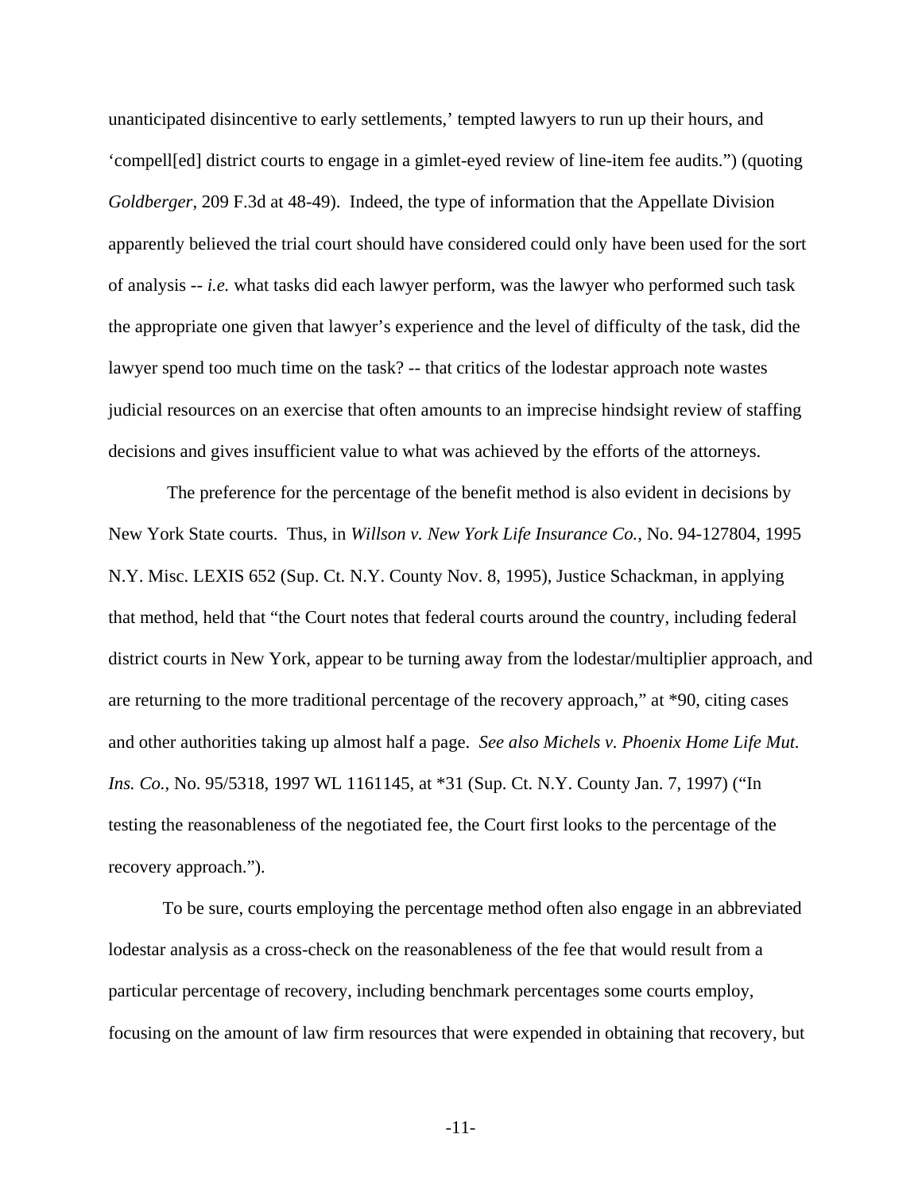unanticipated disincentive to early settlements,' tempted lawyers to run up their hours, and 'compell[ed] district courts to engage in a gimlet-eyed review of line-item fee audits.") (quoting *Goldberger*, 209 F.3d at 48-49). Indeed, the type of information that the Appellate Division apparently believed the trial court should have considered could only have been used for the sort of analysis -- *i.e.* what tasks did each lawyer perform, was the lawyer who performed such task the appropriate one given that lawyer's experience and the level of difficulty of the task, did the lawyer spend too much time on the task? -- that critics of the lodestar approach note wastes judicial resources on an exercise that often amounts to an imprecise hindsight review of staffing decisions and gives insufficient value to what was achieved by the efforts of the attorneys.

The preference for the percentage of the benefit method is also evident in decisions by New York State courts. Thus, in *Willson v. New York Life Insurance Co.*, No. 94-127804, 1995 N.Y. Misc. LEXIS 652 (Sup. Ct. N.Y. County Nov. 8, 1995), Justice Schackman, in applying that method, held that "the Court notes that federal courts around the country, including federal district courts in New York, appear to be turning away from the lodestar/multiplier approach, and are returning to the more traditional percentage of the recovery approach," at *90, citing cases and other authorities taking up almost half a page. *See also Michels v. Phoenix Home Life Mut. Ins. Co.*, No. 95/5318, 1997 WL 1161145, at *31 (Sup. Ct. N.Y. County Jan. 7, 1997) ("In testing the reasonableness of the negotiated fee, the Court first looks to the percentage of the recovery approach.").

To be sure, courts employing the percentage method often also engage in an abbreviated lodestar analysis as a cross-check on the reasonableness of the fee that would result from a particular percentage of recovery, including benchmark percentages some courts employ, focusing on the amount of law firm resources that were expended in obtaining that recovery, but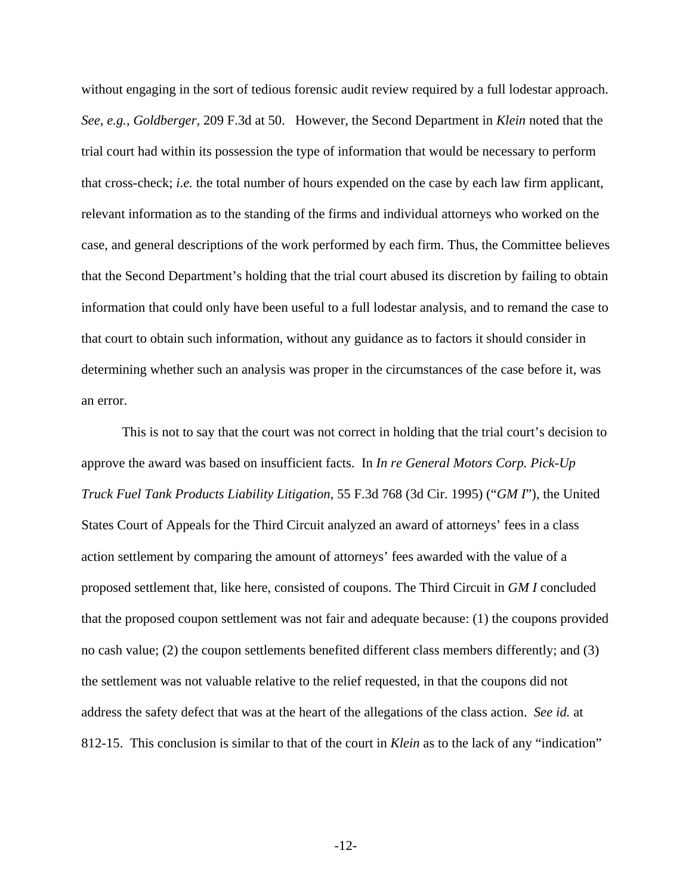without engaging in the sort of tedious forensic audit review required by a full lodestar approach. *See, e.g.*, *Goldberger*, 209 F.3d at 50. However, the Second Department in *Klein* noted that the trial court had within its possession the type of information that would be necessary to perform that cross-check; *i.e.* the total number of hours expended on the case by each law firm applicant, relevant information as to the standing of the firms and individual attorneys who worked on the case, and general descriptions of the work performed by each firm. Thus, the Committee believes that the Second Department's holding that the trial court abused its discretion by failing to obtain information that could only have been useful to a full lodestar analysis, and to remand the case to that court to obtain such information, without any guidance as to factors it should consider in determining whether such an analysis was proper in the circumstances of the case before it, was an error.

This is not to say that the court was not correct in holding that the trial court's decision to approve the award was based on insufficient facts. In *In re General Motors Corp. Pick-Up Truck Fuel Tank Products Liability Litigation*, 55 F.3d 768 (3d Cir. 1995) ("*GM I*"), the United States Court of Appeals for the Third Circuit analyzed an award of attorneys' fees in a class action settlement by comparing the amount of attorneys' fees awarded with the value of a proposed settlement that, like here, consisted of coupons. The Third Circuit in *GM I* concluded that the proposed coupon settlement was not fair and adequate because: (1) the coupons provided no cash value; (2) the coupon settlements benefited different class members differently; and (3) the settlement was not valuable relative to the relief requested, in that the coupons did not address the safety defect that was at the heart of the allegations of the class action. *See id.* at 812-15. This conclusion is similar to that of the court in *Klein* as to the lack of any "indication"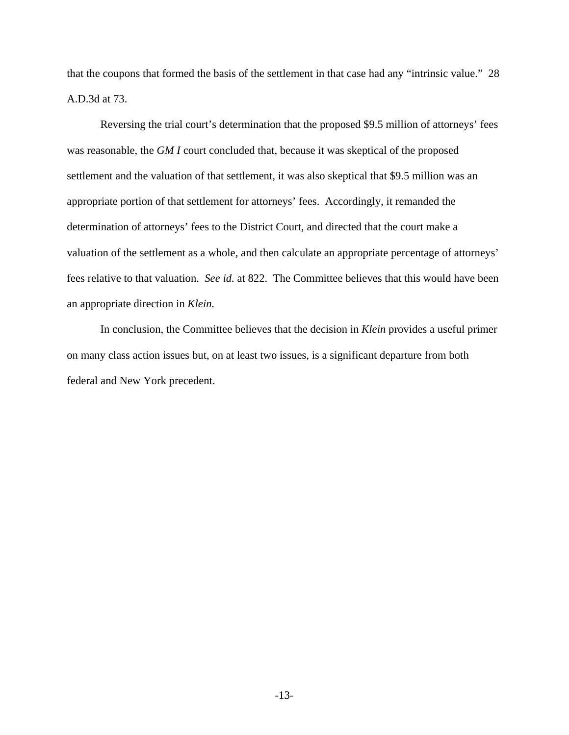that the coupons that formed the basis of the settlement in that case had any "intrinsic value." 28 A.D.3d at 73.

Reversing the trial court's determination that the proposed $9.5 million of attorneys' fees was reasonable, the *GM I* court concluded that, because it was skeptical of the proposed settlement and the valuation of that settlement, it was also skeptical that $9.5 million was an appropriate portion of that settlement for attorneys' fees. Accordingly, it remanded the determination of attorneys' fees to the District Court, and directed that the court make a valuation of the settlement as a whole, and then calculate an appropriate percentage of attorneys' fees relative to that valuation. *See id.* at 822. The Committee believes that this would have been an appropriate direction in *Klein.*

In conclusion, the Committee believes that the decision in *Klein* provides a useful primer on many class action issues but, on at least two issues, is a significant departure from both federal and New York precedent.